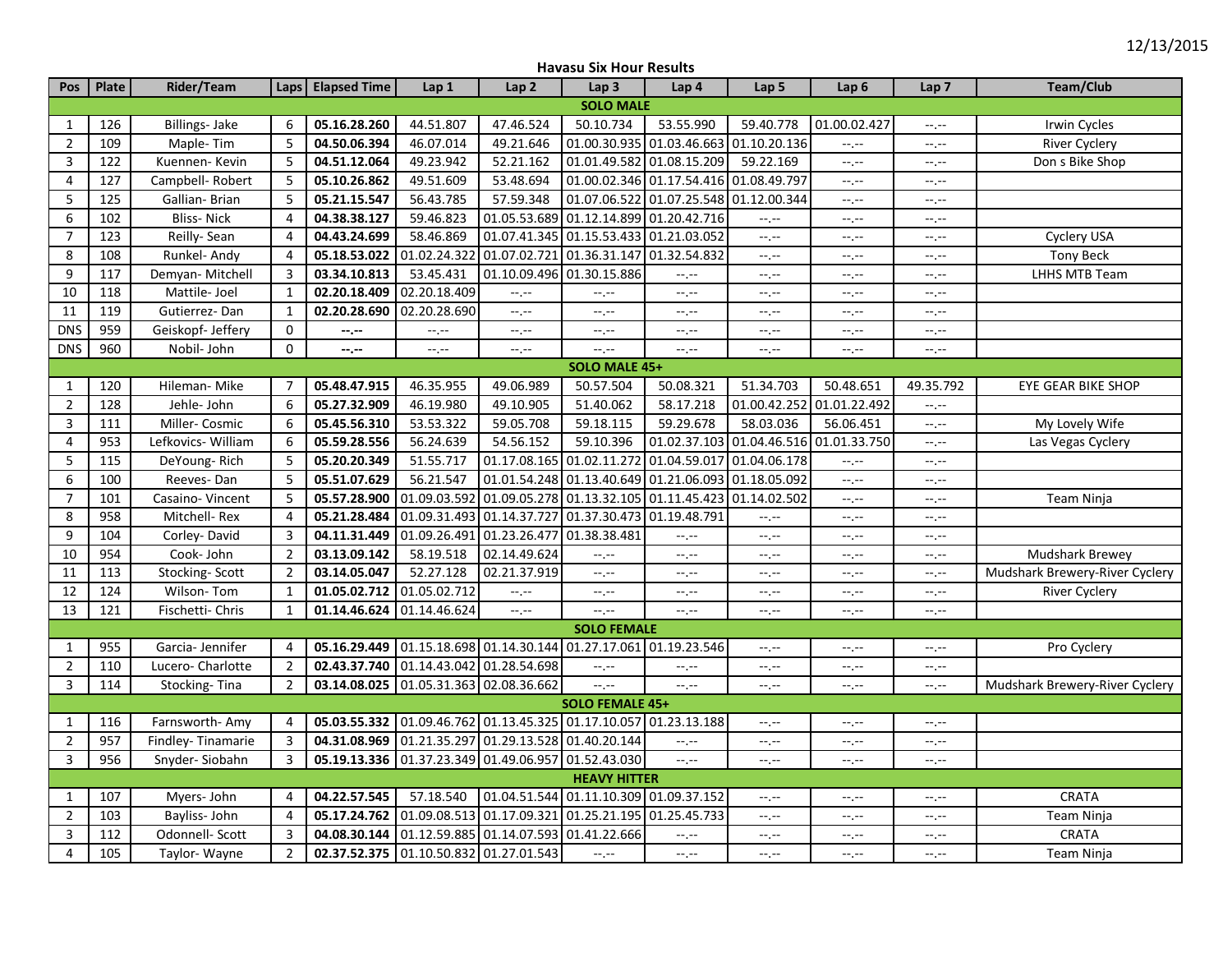12/13/2015

**Havasu Six Hour Results**

| Pos | Plate | Rider/Team | Laps | Elapsed Time | Lap 1 | Lap 2 | Lap 3 | Lap 4 | Lap 5 | Lap 6 | Lap 7 | Team/Club |
|---|---|---|---|---|---|---|---|---|---|---|---|---|
| | | | | | | | **SOLO MALE** | | | | | |
| 1 | 126 | Billings- Jake | 6 | **05.16.28.260** | 44.51.807 | 47.46.524 | 50.10.734 | 53.55.990 | 59.40.778 | 01.00.02.427 | --.-- | Irwin Cycles |
| 2 | 109 | Maple- Tim | 5 | **04.50.06.394** | 46.07.014 | 49.21.646 | 01.00.30.935 | 01.03.46.663 | 01.10.20.136 | --.-- | --.-- | River Cyclery |
| 3 | 122 | Kuennen- Kevin | 5 | **04.51.12.064** | 49.23.942 | 52.21.162 | 01.01.49.582 | 01.08.15.209 | 59.22.169 | --.-- | --.-- | Don s Bike Shop |
| 4 | 127 | Campbell- Robert | 5 | **05.10.26.862** | 49.51.609 | 53.48.694 | 01.00.02.346 | 01.17.54.416 | 01.08.49.797 | --.-- | --.-- | |
| 5 | 125 | Gallian- Brian | 5 | **05.21.15.547** | 56.43.785 | 57.59.348 | 01.07.06.522 | 01.07.25.548 | 01.12.00.344 | --.-- | --.-- | |
| 6 | 102 | Bliss- Nick | 4 | **04.38.38.127** | 59.46.823 | 01.05.53.689 | 01.12.14.899 | 01.20.42.716 | --.-- | --.-- | --.-- | |
| 7 | 123 | Reilly- Sean | 4 | **04.43.24.699** | 58.46.869 | 01.07.41.345 | 01.15.53.433 | 01.21.03.052 | --.-- | --.-- | --.-- | Cyclery USA |
| 8 | 108 | Runkel- Andy | 4 | **05.18.53.022** | 01.02.24.322 | 01.07.02.721 | 01.36.31.147 | 01.32.54.832 | --.-- | --.-- | --.-- | Tony Beck |
| 9 | 117 | Demyan- Mitchell | 3 | **03.34.10.813** | 53.45.431 | 01.10.09.496 | 01.30.15.886 | --.-- | --.-- | --.-- | --.-- | LHHS MTB Team |
| 10 | 118 | Mattile- Joel | 1 | **02.20.18.409** | 02.20.18.409 | --.-- | --.-- | --.-- | --.-- | --.-- | --.-- | |
| 11 | 119 | Gutierrez- Dan | 1 | **02.20.28.690** | 02.20.28.690 | --.-- | --.-- | --.-- | --.-- | --.-- | --.-- | |
| DNS | 959 | Geiskopf- Jeffery | 0 | **--.--** | --.-- | --.-- | --.-- | --.-- | --.-- | --.-- | --.-- | |
| DNS | 960 | Nobil- John | 0 | **--.--** | --.-- | --.-- | --.-- | --.-- | --.-- | --.-- | --.-- | |
| | | | | | | | **SOLO MALE 45+** | | | | | |
| 1 | 120 | Hileman- Mike | 7 | **05.48.47.915** | 46.35.955 | 49.06.989 | 50.57.504 | 50.08.321 | 51.34.703 | 50.48.651 | 49.35.792 | EYE GEAR BIKE SHOP |
| 2 | 128 | Jehle- John | 6 | **05.27.32.909** | 46.19.980 | 49.10.905 | 51.40.062 | 58.17.218 | 01.00.42.252 | 01.01.22.492 | --.-- | |
| 3 | 111 | Miller- Cosmic | 6 | **05.45.56.310** | 53.53.322 | 59.05.708 | 59.18.115 | 59.29.678 | 58.03.036 | 56.06.451 | --.-- | My Lovely Wife |
| 4 | 953 | Lefkovics- William | 6 | **05.59.28.556** | 56.24.639 | 54.56.152 | 59.10.396 | 01.02.37.103 | 01.04.46.516 | 01.01.33.750 | --.-- | Las Vegas Cyclery |
| 5 | 115 | DeYoung- Rich | 5 | **05.20.20.349** | 51.55.717 | 01.17.08.165 | 01.02.11.272 | 01.04.59.017 | 01.04.06.178 | --.-- | --.-- | |
| 6 | 100 | Reeves- Dan | 5 | **05.51.07.629** | 56.21.547 | 01.01.54.248 | 01.13.40.649 | 01.21.06.093 | 01.18.05.092 | --.-- | --.-- | |
| 7 | 101 | Casaino- Vincent | 5 | **05.57.28.900** | 01.09.03.592 | 01.09.05.278 | 01.13.32.105 | 01.11.45.423 | 01.14.02.502 | --.-- | --.-- | Team Ninja |
| 8 | 958 | Mitchell- Rex | 4 | **05.21.28.484** | 01.09.31.493 | 01.14.37.727 | 01.37.30.473 | 01.19.48.791 | --.-- | --.-- | --.-- | |
| 9 | 104 | Corley- David | 3 | **04.11.31.449** | 01.09.26.491 | 01.23.26.477 | 01.38.38.481 | --.-- | --.-- | --.-- | --.-- | |
| 10 | 954 | Cook- John | 2 | **03.13.09.142** | 58.19.518 | 02.14.49.624 | --.-- | --.-- | --.-- | --.-- | --.-- | Mudshark Brewey |
| 11 | 113 | Stocking- Scott | 2 | **03.14.05.047** | 52.27.128 | 02.21.37.919 | --.-- | --.-- | --.-- | --.-- | --.-- | Mudshark Brewery-River Cyclery |
| 12 | 124 | Wilson- Tom | 1 | **01.05.02.712** | 01.05.02.712 | --.-- | --.-- | --.-- | --.-- | --.-- | --.-- | River Cyclery |
| 13 | 121 | Fischetti- Chris | 1 | **01.14.46.624** | 01.14.46.624 | --.-- | --.-- | --.-- | --.-- | --.-- | --.-- | |
| | | | | | | | **SOLO FEMALE** | | | | | |
| 1 | 955 | Garcia- Jennifer | 4 | **05.16.29.449** | 01.15.18.698 | 01.14.30.144 | 01.27.17.061 | 01.19.23.546 | --.-- | --.-- | --.-- | Pro Cyclery |
| 2 | 110 | Lucero- Charlotte | 2 | **02.43.37.740** | 01.14.43.042 | 01.28.54.698 | --.-- | --.-- | --.-- | --.-- | --.-- | |
| 3 | 114 | Stocking- Tina | 2 | **03.14.08.025** | 01.05.31.363 | 02.08.36.662 | --.-- | --.-- | --.-- | --.-- | --.-- | Mudshark Brewery-River Cyclery |
| | | | | | | | **SOLO FEMALE 45+** | | | | | |
| 1 | 116 | Farnsworth- Amy | 4 | **05.03.55.332** | 01.09.46.762 | 01.13.45.325 | 01.17.10.057 | 01.23.13.188 | --.-- | --.-- | --.-- | |
| 2 | 957 | Findley- Tinamarie | 3 | **04.31.08.969** | 01.21.35.297 | 01.29.13.528 | 01.40.20.144 | --.-- | --.-- | --.-- | --.-- | |
| 3 | 956 | Snyder- Siobahn | 3 | **05.19.13.336** | 01.37.23.349 | 01.49.06.957 | 01.52.43.030 | --.-- | --.-- | --.-- | --.-- | |
| | | | | | | | **HEAVY HITTER** | | | | | |
| 1 | 107 | Myers- John | 4 | **04.22.57.545** | 57.18.540 | 01.04.51.544 | 01.11.10.309 | 01.09.37.152 | --.-- | --.-- | --.-- | CRATA |
| 2 | 103 | Bayliss- John | 4 | **05.17.24.762** | 01.09.08.513 | 01.17.09.321 | 01.25.21.195 | 01.25.45.733 | --.-- | --.-- | --.-- | Team Ninja |
| 3 | 112 | Odonnell- Scott | 3 | **04.08.30.144** | 01.12.59.885 | 01.14.07.593 | 01.41.22.666 | --.-- | --.-- | --.-- | --.-- | CRATA |
| 4 | 105 | Taylor- Wayne | 2 | **02.37.52.375** | 01.10.50.832 | 01.27.01.543 | --.-- | --.-- | --.-- | --.-- | --.-- | Team Ninja |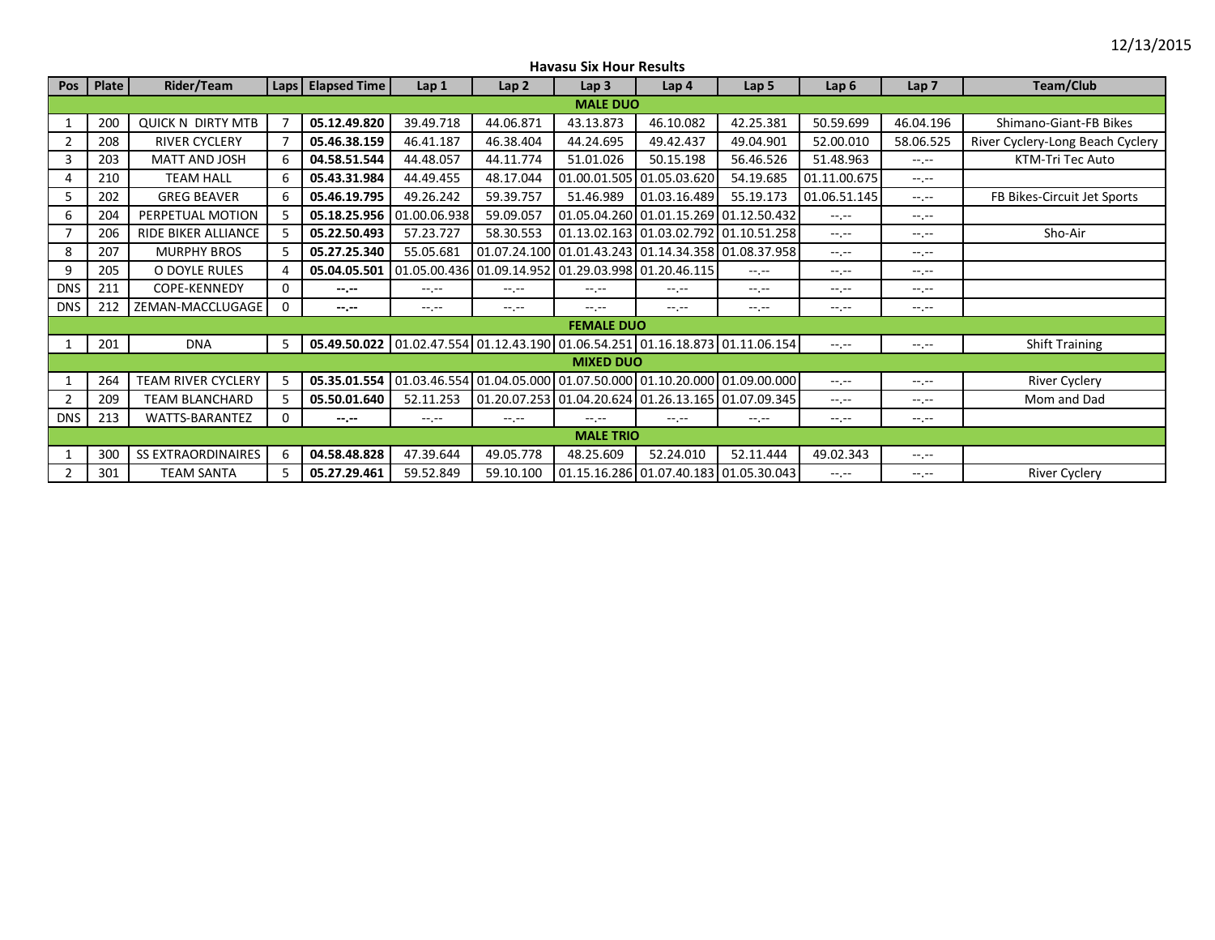12/13/2015

## Havasu Six Hour Results

| Pos | Plate | Rider/Team | Laps | Elapsed Time | Lap 1 | Lap 2 | Lap 3 | Lap 4 | Lap 5 | Lap 6 | Lap 7 | Team/Club |
|---|---|---|---|---|---|---|---|---|---|---|---|---|
| **MALE DUO** | | | | | | | | | | | | |
| 1 | 200 | QUICK N DIRTY MTB | 7 | **05.12.49.820** | 39.49.718 | 44.06.871 | 43.13.873 | 46.10.082 | 42.25.381 | 50.59.699 | 46.04.196 | Shimano-Giant-FB Bikes |
| 2 | 208 | RIVER CYCLERY | 7 | **05.46.38.159** | 46.41.187 | 46.38.404 | 44.24.695 | 49.42.437 | 49.04.901 | 52.00.010 | 58.06.525 | River Cyclery-Long Beach Cyclery |
| 3 | 203 | MATT AND JOSH | 6 | **04.58.51.544** | 44.48.057 | 44.11.774 | 51.01.026 | 50.15.198 | 56.46.526 | 51.48.963 | --.-- | KTM-Tri Tec Auto |
| 4 | 210 | TEAM HALL | 6 | **05.43.31.984** | 44.49.455 | 48.17.044 | 01.00.01.505 | 01.05.03.620 | 54.19.685 | 01.11.00.675 | --.-- | |
| 5 | 202 | GREG BEAVER | 6 | **05.46.19.795** | 49.26.242 | 59.39.757 | 51.46.989 | 01.03.16.489 | 55.19.173 | 01.06.51.145 | --.-- | FB Bikes-Circuit Jet Sports |
| 6 | 204 | PERPETUAL MOTION | 5 | **05.18.25.956** | 01.00.06.938 | 59.09.057 | 01.05.04.260 | 01.01.15.269 | 01.12.50.432 | --.-- | --.-- | |
| 7 | 206 | RIDE BIKER ALLIANCE | 5 | **05.22.50.493** | 57.23.727 | 58.30.553 | 01.13.02.163 | 01.03.02.792 | 01.10.51.258 | --.-- | --.-- | Sho-Air |
| 8 | 207 | MURPHY BROS | 5 | **05.27.25.340** | 55.05.681 | 01.07.24.100 | 01.01.43.243 | 01.14.34.358 | 01.08.37.958 | --.-- | --.-- | |
| 9 | 205 | O DOYLE RULES | 4 | **05.04.05.501** | 01.05.00.436 | 01.09.14.952 | 01.29.03.998 | 01.20.46.115 | --.-- | --.-- | --.-- | |
| DNS | 211 | COPE-KENNEDY | 0 | **--.--** | --.-- | --.-- | --.-- | --.-- | --.-- | --.-- | --.-- | |
| DNS | 212 | ZEMAN-MACCLUGAGE | 0 | **--.--** | --.-- | --.-- | --.-- | --.-- | --.-- | --.-- | --.-- | |
| **FEMALE DUO** | | | | | | | | | | | | |
| 1 | 201 | DNA | 5 | **05.49.50.022** | 01.02.47.554 | 01.12.43.190 | 01.06.54.251 | 01.16.18.873 | 01.11.06.154 | --.-- | --.-- | Shift Training |
| **MIXED DUO** | | | | | | | | | | | | |
| 1 | 264 | TEAM RIVER CYCLERY | 5 | **05.35.01.554** | 01.03.46.554 | 01.04.05.000 | 01.07.50.000 | 01.10.20.000 | 01.09.00.000 | --.-- | --.-- | River Cyclery |
| 2 | 209 | TEAM BLANCHARD | 5 | **05.50.01.640** | 52.11.253 | 01.20.07.253 | 01.04.20.624 | 01.26.13.165 | 01.07.09.345 | --.-- | --.-- | Mom and Dad |
| DNS | 213 | WATTS-BARANTEZ | 0 | **--.--** | --.-- | --.-- | --.-- | --.-- | --.-- | --.-- | --.-- | |
| **MALE TRIO** | | | | | | | | | | | | |
| 1 | 300 | SS EXTRAORDINAIRES | 6 | **04.58.48.828** | 47.39.644 | 49.05.778 | 48.25.609 | 52.24.010 | 52.11.444 | 49.02.343 | --.-- | |
| 2 | 301 | TEAM SANTA | 5 | **05.27.29.461** | 59.52.849 | 59.10.100 | 01.15.16.286 | 01.07.40.183 | 01.05.30.043 | --.-- | --.-- | River Cyclery |